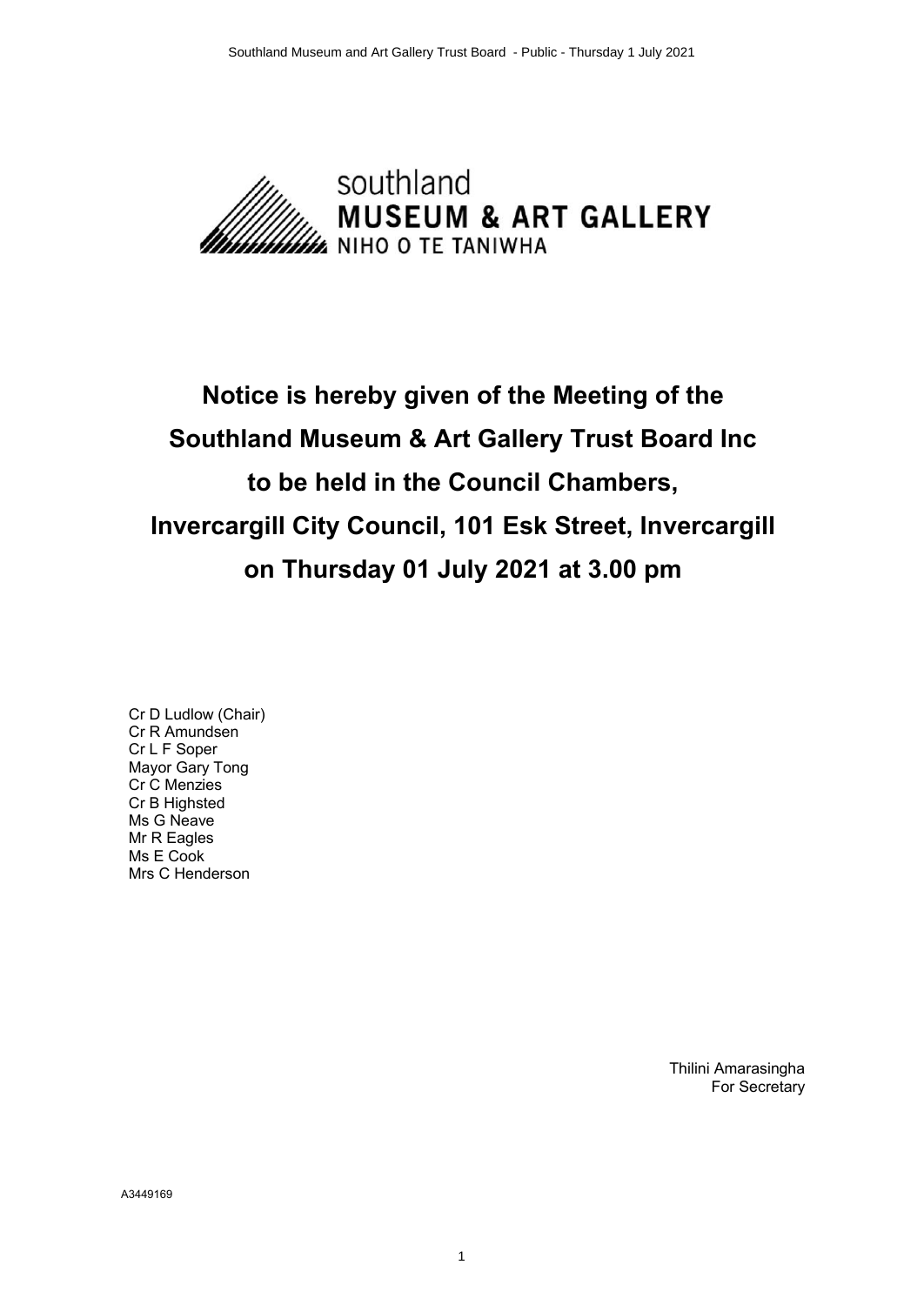southland
**MUSEUM & ART GALLERY**
NIHO O TE TANIWHA

# Notice is hereby given of the Meeting of the Southland Museum & Art Gallery Trust Board Inc to be held in the Council Chambers, Invercargill City Council, 101 Esk Street, Invercargill on Thursday 01 July 2021 at 3.00 pm

Cr D Ludlow (Chair)
Cr R Amundsen
Cr L F Soper
Mayor Gary Tong
Cr C Menzies
Cr B Highsted
Ms G Neave
Mr R Eagles
Ms E Cook
Mrs C Henderson

Thilini Amarasingha
For Secretary

A3449169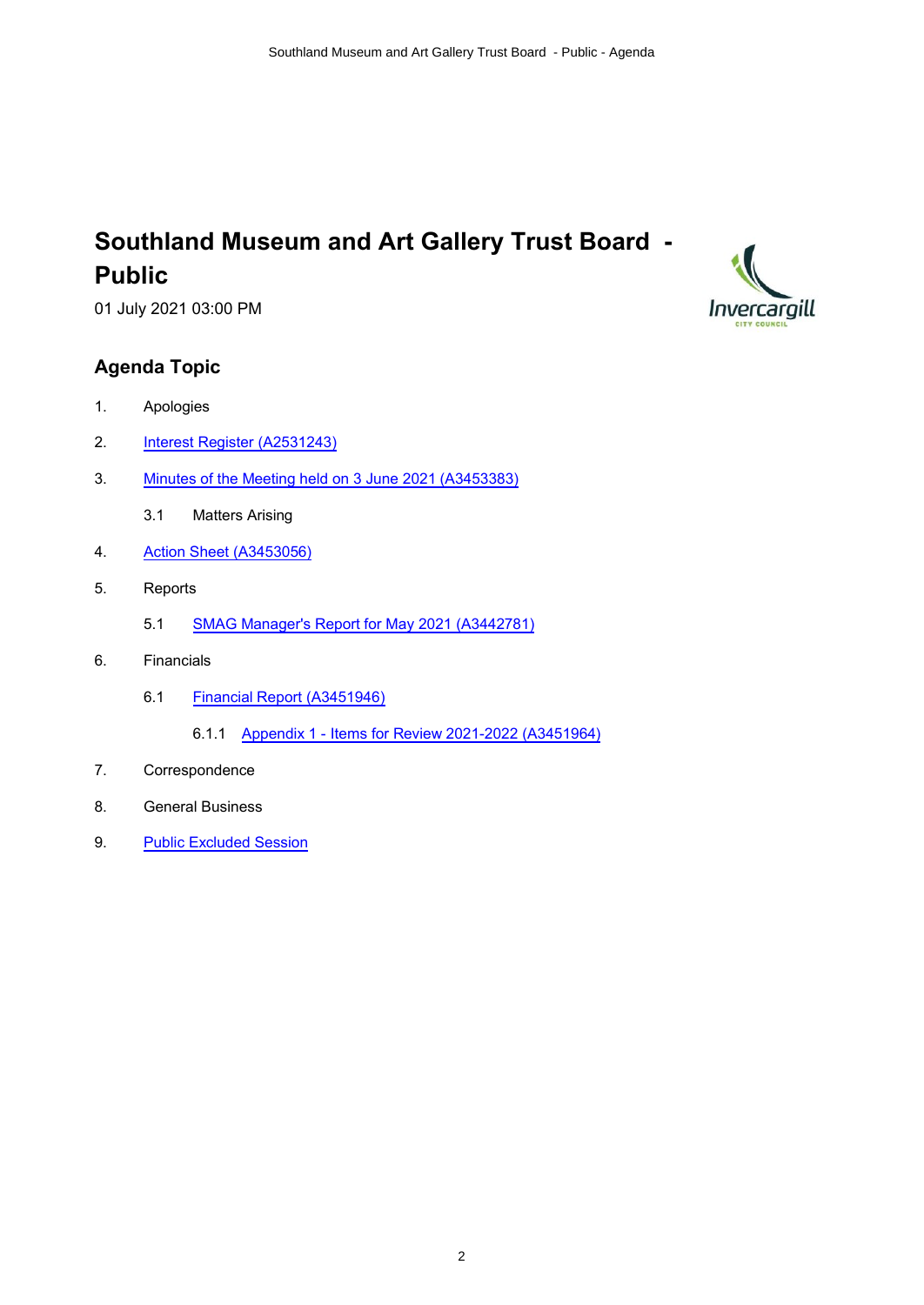# Southland Museum and Art Gallery Trust Board - Public

01 July 2021 03:00 PM

## Agenda Topic

1. Apologies
2. Interest Register (A2531243)
3. Minutes of the Meeting held on 3 June 2021 (A3453383)
   - 3.1 Matters Arising
4. Action Sheet (A3453056)
5. Reports
   - 5.1 SMAG Manager's Report for May 2021 (A3442781)
6. Financials
   - 6.1 Financial Report (A3451946)
     - 6.1.1 Appendix 1 - Items for Review 2021-2022 (A3451964)
7. Correspondence
8. General Business
9. Public Excluded Session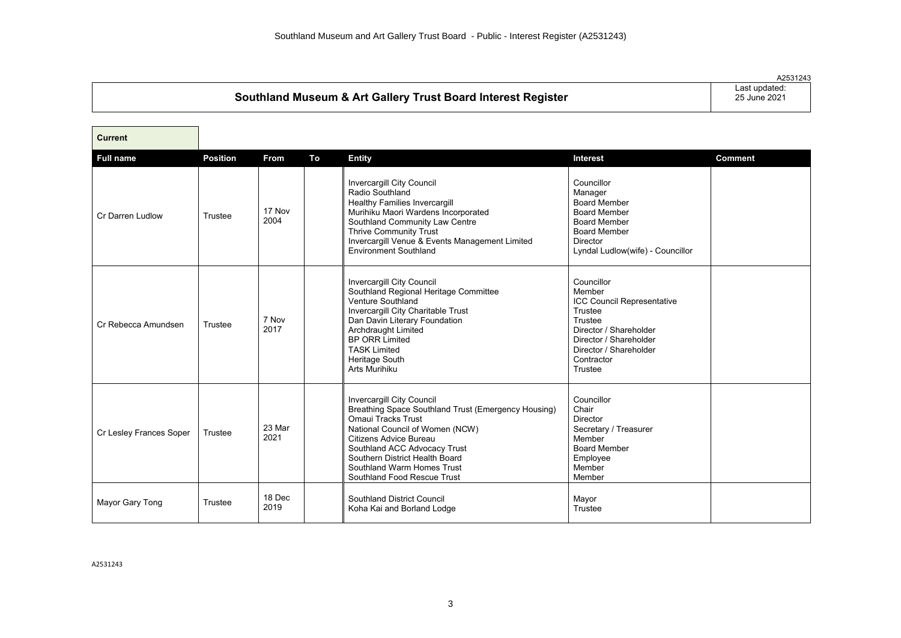A2531243

## Southland Museum & Art Gallery Trust Board Interest Register

Last updated: 25 June 2021

**Current**

| Full name | Position | From | To | Entity | Interest | Comment |
|---|---|---|---|---|---|---|
| Cr Darren Ludlow | Trustee | 17 Nov 2004 | | Invercargill City Council<br>Radio Southland<br>Healthy Families Invercargill<br>Murihiku Maori Wardens Incorporated<br>Southland Community Law Centre<br>Thrive Community Trust<br>Invercargill Venue & Events Management Limited<br>Environment Southland | Councillor<br>Manager<br>Board Member<br>Board Member<br>Board Member<br>Board Member<br>Director<br>Lyndal Ludlow(wife) - Councillor | |
| Cr Rebecca Amundsen | Trustee | 7 Nov 2017 | | Invercargill City Council<br>Southland Regional Heritage Committee<br>Venture Southland<br>Invercargill City Charitable Trust<br>Dan Davin Literary Foundation<br>Archdraught Limited<br>BP ORR Limited<br>TASK Limited<br>Heritage South<br>Arts Murihiku | Councillor<br>Member<br>ICC Council Representative<br>Trustee<br>Trustee<br>Director / Shareholder<br>Director / Shareholder<br>Director / Shareholder<br>Contractor<br>Trustee | |
| Cr Lesley Frances Soper | Trustee | 23 Mar 2021 | | Invercargill City Council<br>Breathing Space Southland Trust (Emergency Housing)<br>Omaui Tracks Trust<br>National Council of Women (NCW)<br>Citizens Advice Bureau<br>Southland ACC Advocacy Trust<br>Southern District Health Board<br>Southland Warm Homes Trust<br>Southland Food Rescue Trust | Councillor<br>Chair<br>Director<br>Secretary / Treasurer<br>Member<br>Board Member<br>Employee<br>Member<br>Member | |
| Mayor Gary Tong | Trustee | 18 Dec 2019 | | Southland District Council<br>Koha Kai and Borland Lodge | Mayor<br>Trustee | |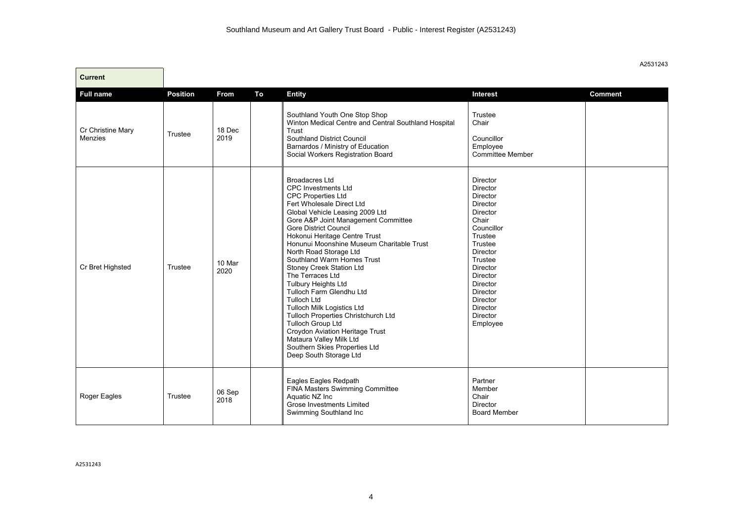Southland Museum and Art Gallery Trust Board - Public - Interest Register (A2531243)

A2531243

**Current**

| Full name | Position | From | To | Entity | Interest | Comment |
|---|---|---|---|---|---|---|
| Cr Christine Mary Menzies | Trustee | 18 Dec 2019 | | Southland Youth One Stop Shop<br>Winton Medical Centre and Central Southland Hospital Trust<br>Southland District Council<br>Barnardos / Ministry of Education<br>Social Workers Registration Board | Trustee<br>Chair<br><br>Councillor<br>Employee<br>Committee Member | |
| Cr Bret Highsted | Trustee | 10 Mar 2020 | | Broadacres Ltd<br>CPC Investments Ltd<br>CPC Properties Ltd<br>Fert Wholesale Direct Ltd<br>Global Vehicle Leasing 2009 Ltd<br>Gore A&P Joint Management Committee<br>Gore District Council<br>Hokonui Heritage Centre Trust<br>Honunui Moonshine Museum Charitable Trust<br>North Road Storage Ltd<br>Southland Warm Homes Trust<br>Stoney Creek Station Ltd<br>The Terraces Ltd<br>Tulbury Heights Ltd<br>Tulloch Farm Glendhu Ltd<br>Tulloch Ltd<br>Tulloch Milk Logistics Ltd<br>Tulloch Properties Christchurch Ltd<br>Tulloch Group Ltd<br>Croydon Aviation Heritage Trust<br>Mataura Valley Milk Ltd<br>Southern Skies Properties Ltd<br>Deep South Storage Ltd | Director<br>Director<br>Director<br>Director<br>Director<br>Chair<br>Councillor<br>Trustee<br>Trustee<br>Director<br>Trustee<br>Director<br>Director<br>Director<br>Director<br>Director<br>Director<br>Director<br>Employee | |
| Roger Eagles | Trustee | 06 Sep 2018 | | Eagles Eagles Redpath<br>FINA Masters Swimming Committee<br>Aquatic NZ Inc<br>Grose Investments Limited<br>Swimming Southland Inc | Partner<br>Member<br>Chair<br>Director<br>Board Member | |

A2531243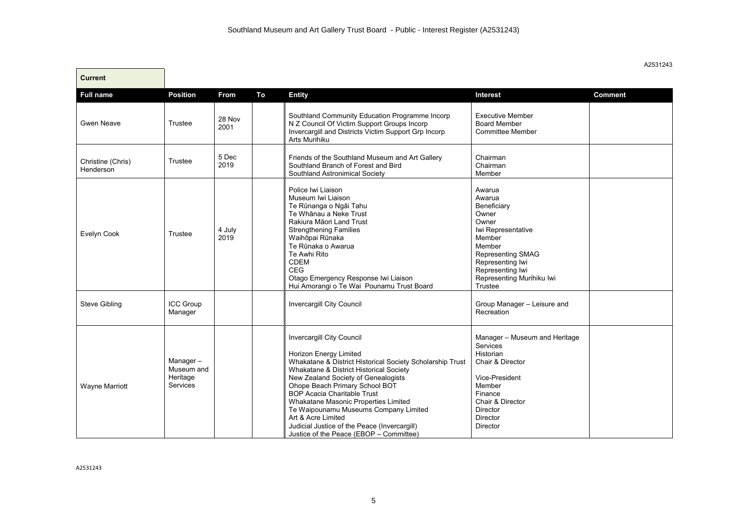Southland Museum and Art Gallery Trust Board - Public - Interest Register (A2531243)

A2531243

**Current**

| Full name | Position | From | To | Entity | Interest | Comment |
|---|---|---|---|---|---|---|
| Gwen Neave | Trustee | 28 Nov 2001 | | Southland Community Education Programme Incorp<br>N Z Council Of Victim Support Groups Incorp<br>Invercargill and Districts Victim Support Grp Incorp<br>Arts Murihiku | Executive Member<br>Board Member<br>Committee Member | |
| Christine (Chris) Henderson | Trustee | 5 Dec 2019 | | Friends of the Southland Museum and Art Gallery<br>Southland Branch of Forest and Bird<br>Southland Astronimical Society | Chairman<br>Chairman<br>Member | |
| Evelyn Cook | Trustee | 4 July 2019 | | Police Iwi Liaison<br>Museum Iwi Liaison<br>Te Rūnanga o Ngāi Tahu<br>Te Whānau a Neke Trust<br>Rakiura Māori Land Trust<br>Strengthening Families<br>Waihōpai Rūnaka<br>Te Rūnaka o Awarua<br>Te Awhi Rito<br>CDEM<br>CEG<br>Otago Emergency Response Iwi Liaison<br>Hui Amorangi o Te Wai Pounamu Trust Board | Awarua<br>Awarua<br>Beneficiary<br>Owner<br>Owner<br>Iwi Representative<br>Member<br>Member<br>Representing SMAG<br>Representing Iwi<br>Representing Iwi<br>Representing Murihiku Iwi<br>Trustee | |
| Steve Gibling | ICC Group Manager | | | Invercargill City Council | Group Manager – Leisure and Recreation | |
| Wayne Marriott | Manager – Museum and Heritage Services | | | Invercargill City Council<br><br>Horizon Energy Limited<br>Whakatane & District Historical Society Scholarship Trust<br>Whakatane & District Historical Society<br>New Zealand Society of Genealogists<br>Ohope Beach Primary School BOT<br>BOP Acacia Charitable Trust<br>Whakatane Masonic Properties Limited<br>Te Waipounamu Museums Company Limited<br>Art & Acre Limited<br>Judicial Justice of the Peace (Invercargill)<br>Justice of the Peace (EBOP – Committee) | Manager – Museum and Heritage Services<br>Historian<br>Chair & Director<br><br>Vice-President<br>Member<br>Finance<br>Chair & Director<br>Director<br>Director<br>Director | |

A2531243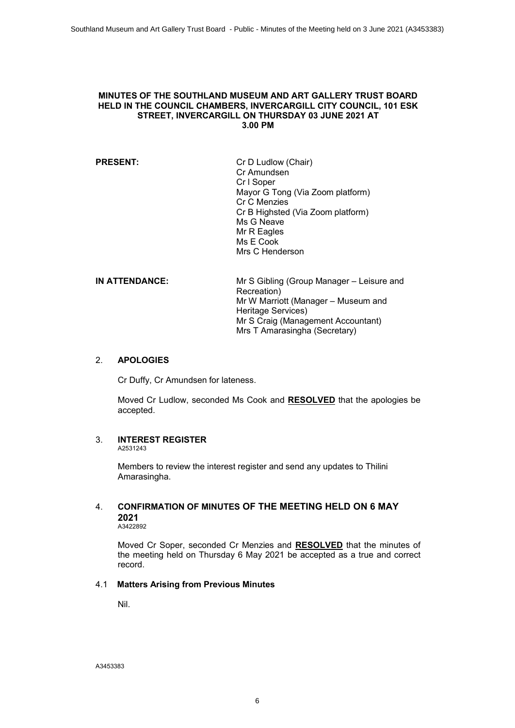# MINUTES OF THE SOUTHLAND MUSEUM AND ART GALLERY TRUST BOARD HELD IN THE COUNCIL CHAMBERS, INVERCARGILL CITY COUNCIL, 101 ESK STREET, INVERCARGILL ON THURSDAY 03 JUNE 2021 AT 3.00 PM

**PRESENT:**

Cr D Ludlow (Chair)
Cr Amundsen
Cr I Soper
Mayor G Tong (Via Zoom platform)
Cr C Menzies
Cr B Highsted (Via Zoom platform)
Ms G Neave
Mr R Eagles
Ms E Cook
Mrs C Henderson

**IN ATTENDANCE:**

Mr S Gibling (Group Manager – Leisure and Recreation)
Mr W Marriott (Manager – Museum and Heritage Services)
Mr S Craig (Management Accountant)
Mrs T Amarasingha (Secretary)

## 2. APOLOGIES

Cr Duffy, Cr Amundsen for lateness.

Moved Cr Ludlow, seconded Ms Cook and **RESOLVED** that the apologies be accepted.

## 3. INTEREST REGISTER

A2531243

Members to review the interest register and send any updates to Thilini Amarasingha.

## 4. CONFIRMATION OF MINUTES OF THE MEETING HELD ON 6 MAY 2021

A3422892

Moved Cr Soper, seconded Cr Menzies and **RESOLVED** that the minutes of the meeting held on Thursday 6 May 2021 be accepted as a true and correct record.

### 4.1 Matters Arising from Previous Minutes

Nil.

A3453383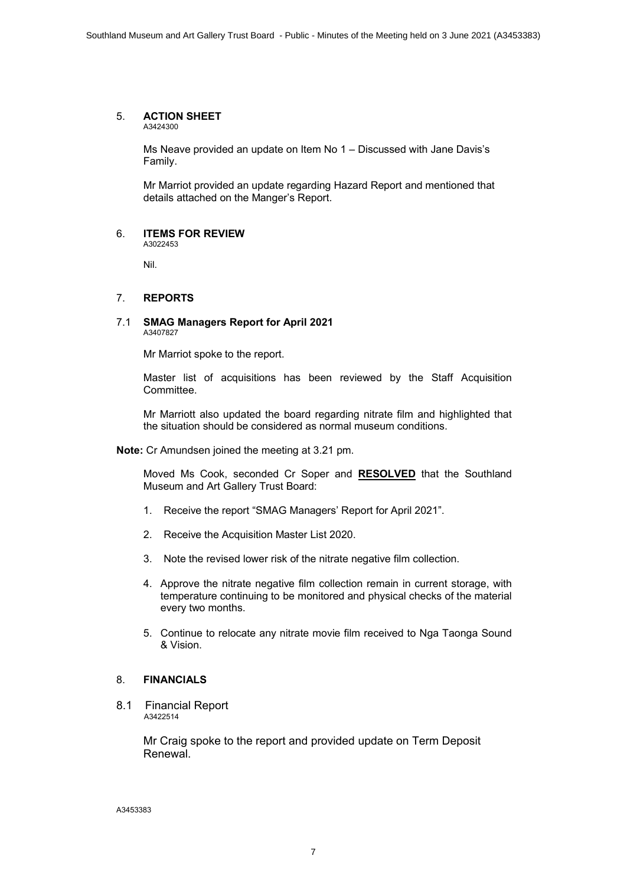## 5. ACTION SHEET

A3424300

Ms Neave provided an update on Item No 1 – Discussed with Jane Davis's Family.

Mr Marriot provided an update regarding Hazard Report and mentioned that details attached on the Manger's Report.

## 6. ITEMS FOR REVIEW

A3022453

Nil.

## 7. REPORTS

### 7.1 SMAG Managers Report for April 2021

A3407827

Mr Marriot spoke to the report.

Master list of acquisitions has been reviewed by the Staff Acquisition Committee.

Mr Marriott also updated the board regarding nitrate film and highlighted that the situation should be considered as normal museum conditions.

**Note:** Cr Amundsen joined the meeting at 3.21 pm.

Moved Ms Cook, seconded Cr Soper and **RESOLVED** that the Southland Museum and Art Gallery Trust Board:

1. Receive the report "SMAG Managers' Report for April 2021".
2. Receive the Acquisition Master List 2020.
3. Note the revised lower risk of the nitrate negative film collection.
4. Approve the nitrate negative film collection remain in current storage, with temperature continuing to be monitored and physical checks of the material every two months.
5. Continue to relocate any nitrate movie film received to Nga Taonga Sound & Vision.

## 8. FINANCIALS

### 8.1 Financial Report

A3422514

Mr Craig spoke to the report and provided update on Term Deposit Renewal.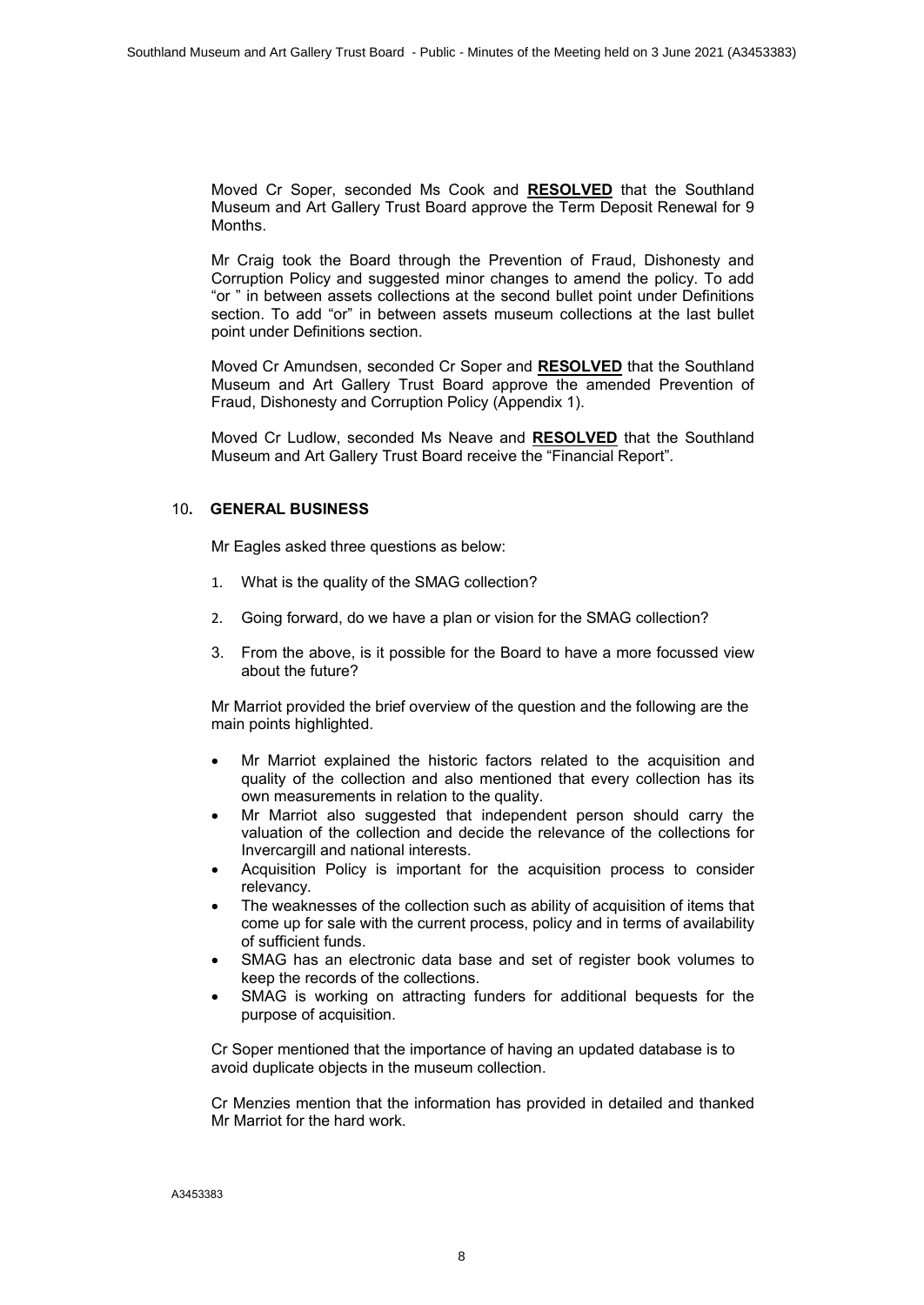Moved Cr Soper, seconded Ms Cook and **RESOLVED** that the Southland Museum and Art Gallery Trust Board approve the Term Deposit Renewal for 9 Months.

Mr Craig took the Board through the Prevention of Fraud, Dishonesty and Corruption Policy and suggested minor changes to amend the policy. To add "or " in between assets collections at the second bullet point under Definitions section. To add "or" in between assets museum collections at the last bullet point under Definitions section.

Moved Cr Amundsen, seconded Cr Soper and **RESOLVED** that the Southland Museum and Art Gallery Trust Board approve the amended Prevention of Fraud, Dishonesty and Corruption Policy (Appendix 1).

Moved Cr Ludlow, seconded Ms Neave and **RESOLVED** that the Southland Museum and Art Gallery Trust Board receive the "Financial Report".

## 10. GENERAL BUSINESS

Mr Eagles asked three questions as below:

1. What is the quality of the SMAG collection?
2. Going forward, do we have a plan or vision for the SMAG collection?
3. From the above, is it possible for the Board to have a more focussed view about the future?

Mr Marriot provided the brief overview of the question and the following are the main points highlighted.

- Mr Marriot explained the historic factors related to the acquisition and quality of the collection and also mentioned that every collection has its own measurements in relation to the quality.
- Mr Marriot also suggested that independent person should carry the valuation of the collection and decide the relevance of the collections for Invercargill and national interests.
- Acquisition Policy is important for the acquisition process to consider relevancy.
- The weaknesses of the collection such as ability of acquisition of items that come up for sale with the current process, policy and in terms of availability of sufficient funds.
- SMAG has an electronic data base and set of register book volumes to keep the records of the collections.
- SMAG is working on attracting funders for additional bequests for the purpose of acquisition.

Cr Soper mentioned that the importance of having an updated database is to avoid duplicate objects in the museum collection.

Cr Menzies mention that the information has provided in detailed and thanked Mr Marriot for the hard work.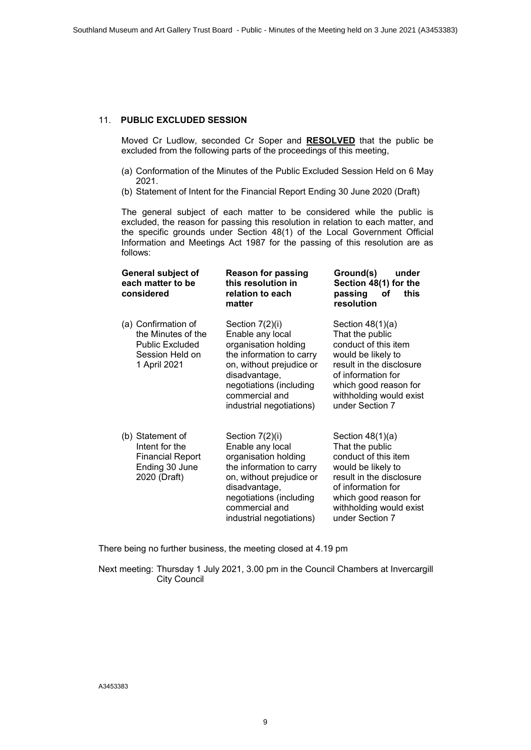## 11. **PUBLIC EXCLUDED SESSION**

Moved Cr Ludlow, seconded Cr Soper and **RESOLVED** that the public be excluded from the following parts of the proceedings of this meeting,

(a) Conformation of the Minutes of the Public Excluded Session Held on 6 May 2021.
(b) Statement of Intent for the Financial Report Ending 30 June 2020 (Draft)

The general subject of each matter to be considered while the public is excluded, the reason for passing this resolution in relation to each matter, and the specific grounds under Section 48(1) of the Local Government Official Information and Meetings Act 1987 for the passing of this resolution are as follows:

| **General subject of each matter to be considered** | **Reason for passing this resolution in relation to each matter** | **Ground(s) under Section 48(1) for the passing of this resolution** |
|---|---|---|
| (a) Confirmation of the Minutes of the Public Excluded Session Held on 1 April 2021 | Section 7(2)(i) Enable any local organisation holding the information to carry on, without prejudice or disadvantage, negotiations (including commercial and industrial negotiations) | Section 48(1)(a) That the public conduct of this item would be likely to result in the disclosure of information for which good reason for withholding would exist under Section 7 |
| (b) Statement of Intent for the Financial Report Ending 30 June 2020 (Draft) | Section 7(2)(i) Enable any local organisation holding the information to carry on, without prejudice or disadvantage, negotiations (including commercial and industrial negotiations) | Section 48(1)(a) That the public conduct of this item would be likely to result in the disclosure of information for which good reason for withholding would exist under Section 7 |

There being no further business, the meeting closed at 4.19 pm

Next meeting: Thursday 1 July 2021, 3.00 pm in the Council Chambers at Invercargill City Council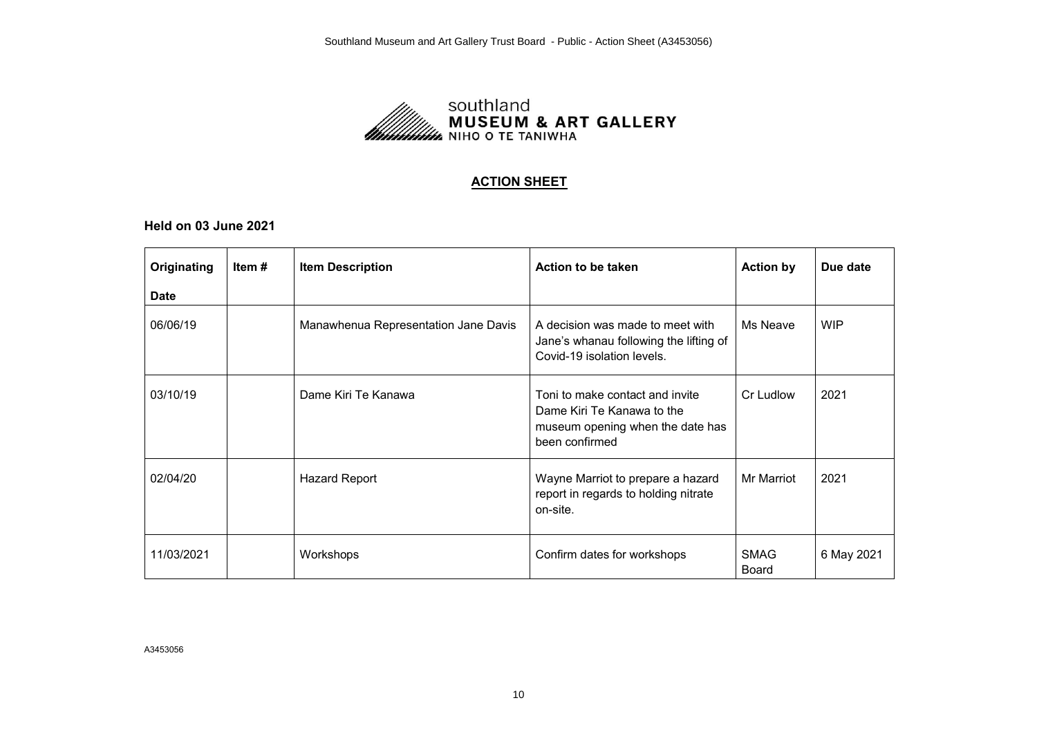southland **MUSEUM & ART GALLERY** NIHO O TE TANIWHA

## ACTION SHEET

**Held on 03 June 2021**

| Originating Date | Item # | Item Description | Action to be taken | Action by | Due date |
|---|---|---|---|---|---|
| 06/06/19 | | Manawhenua Representation Jane Davis | A decision was made to meet with Jane's whanau following the lifting of Covid-19 isolation levels. | Ms Neave | WIP |
| 03/10/19 | | Dame Kiri Te Kanawa | Toni to make contact and invite Dame Kiri Te Kanawa to the museum opening when the date has been confirmed | Cr Ludlow | 2021 |
| 02/04/20 | | Hazard Report | Wayne Marriot to prepare a hazard report in regards to holding nitrate on-site. | Mr Marriot | 2021 |
| 11/03/2021 | | Workshops | Confirm dates for workshops | SMAG Board | 6 May 2021 |

A3453056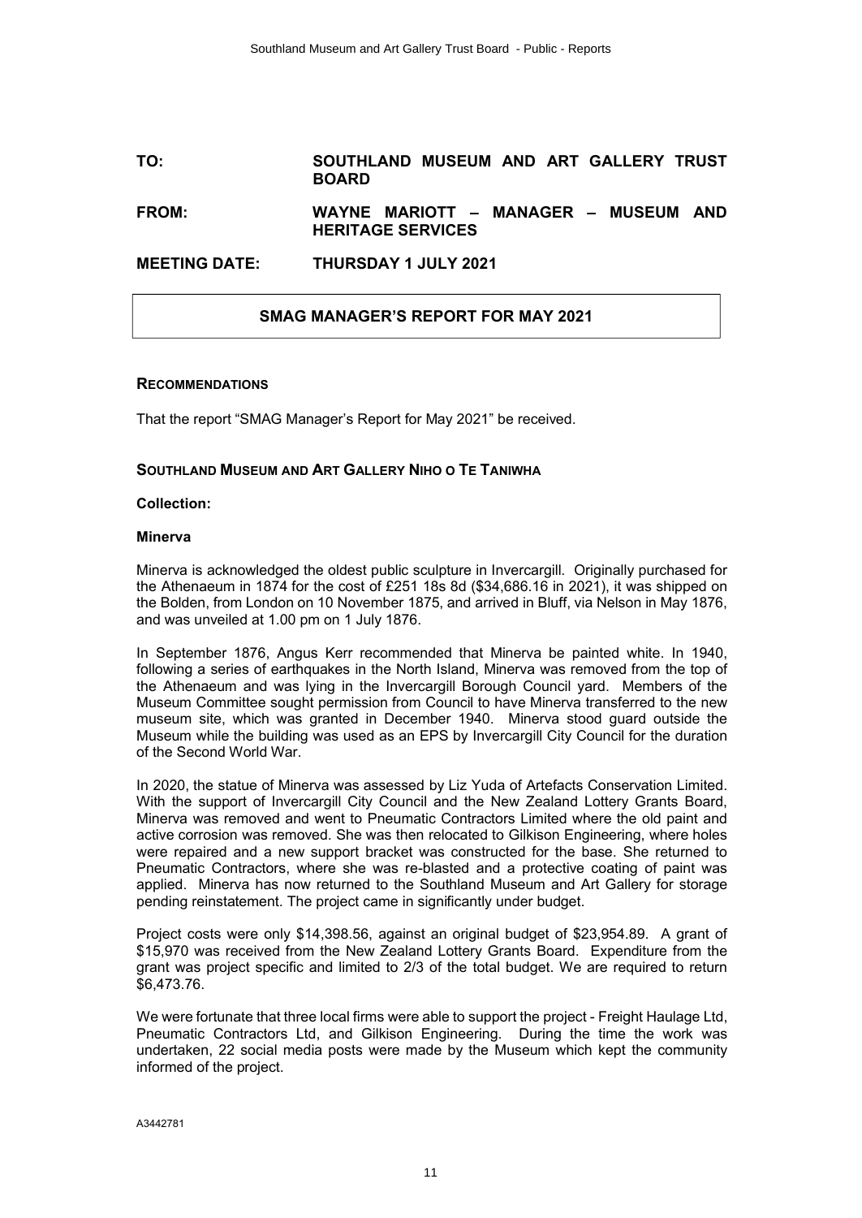**TO:** SOUTHLAND MUSEUM AND ART GALLERY TRUST BOARD

**FROM:** WAYNE MARIOTT – MANAGER – MUSEUM AND HERITAGE SERVICES

**MEETING DATE:** THURSDAY 1 JULY 2021

## SMAG MANAGER'S REPORT FOR MAY 2021

### RECOMMENDATIONS

That the report "SMAG Manager's Report for May 2021" be received.

### SOUTHLAND MUSEUM AND ART GALLERY NIHO O TE TANIWHA

**Collection:**

**Minerva**

Minerva is acknowledged the oldest public sculpture in Invercargill. Originally purchased for the Athenaeum in 1874 for the cost of £251 18s 8d ($34,686.16 in 2021), it was shipped on the Bolden, from London on 10 November 1875, and arrived in Bluff, via Nelson in May 1876, and was unveiled at 1.00 pm on 1 July 1876.

In September 1876, Angus Kerr recommended that Minerva be painted white. In 1940, following a series of earthquakes in the North Island, Minerva was removed from the top of the Athenaeum and was lying in the Invercargill Borough Council yard. Members of the Museum Committee sought permission from Council to have Minerva transferred to the new museum site, which was granted in December 1940. Minerva stood guard outside the Museum while the building was used as an EPS by Invercargill City Council for the duration of the Second World War.

In 2020, the statue of Minerva was assessed by Liz Yuda of Artefacts Conservation Limited. With the support of Invercargill City Council and the New Zealand Lottery Grants Board, Minerva was removed and went to Pneumatic Contractors Limited where the old paint and active corrosion was removed. She was then relocated to Gilkison Engineering, where holes were repaired and a new support bracket was constructed for the base. She returned to Pneumatic Contractors, where she was re-blasted and a protective coating of paint was applied. Minerva has now returned to the Southland Museum and Art Gallery for storage pending reinstatement. The project came in significantly under budget.

Project costs were only $14,398.56, against an original budget of $23,954.89. A grant of $15,970 was received from the New Zealand Lottery Grants Board. Expenditure from the grant was project specific and limited to 2/3 of the total budget. We are required to return $6,473.76.

We were fortunate that three local firms were able to support the project - Freight Haulage Ltd, Pneumatic Contractors Ltd, and Gilkison Engineering. During the time the work was undertaken, 22 social media posts were made by the Museum which kept the community informed of the project.

A3442781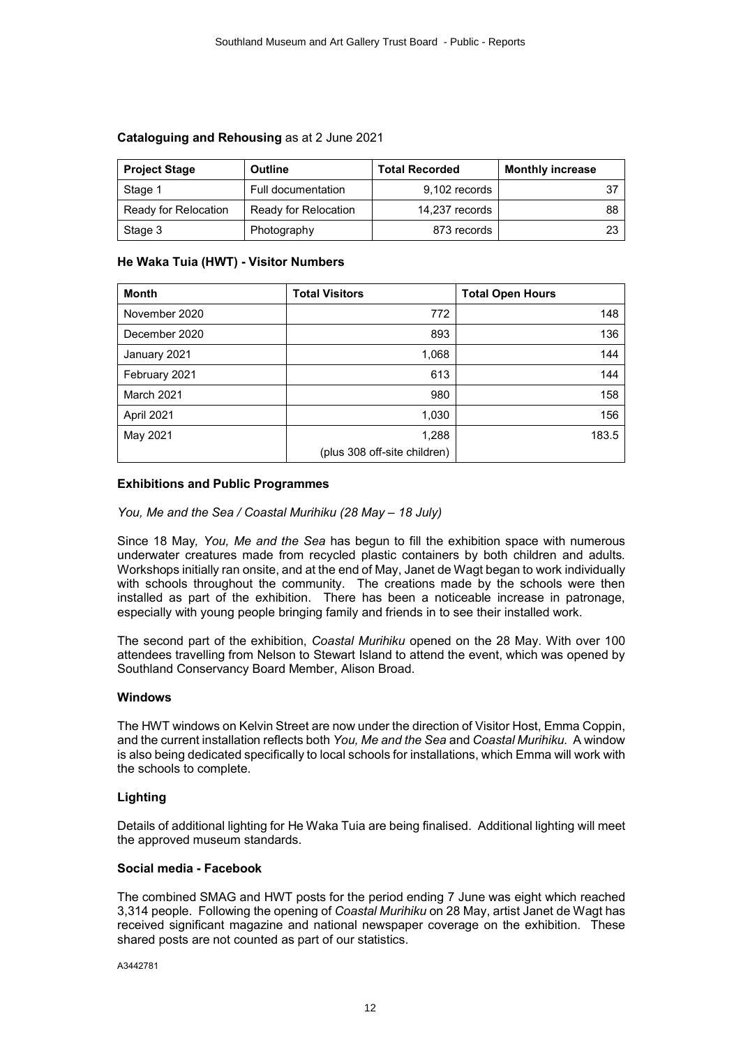**Cataloguing and Rehousing** as at 2 June 2021

| Project Stage | Outline | Total Recorded | Monthly increase |
|---|---|---|---|
| Stage 1 | Full documentation | 9,102 records | 37 |
| Ready for Relocation | Ready for Relocation | 14,237 records | 88 |
| Stage 3 | Photography | 873 records | 23 |

**He Waka Tuia (HWT) - Visitor Numbers**

| Month | Total Visitors | Total Open Hours |
|---|---|---|
| November 2020 | 772 | 148 |
| December 2020 | 893 | 136 |
| January 2021 | 1,068 | 144 |
| February 2021 | 613 | 144 |
| March 2021 | 980 | 158 |
| April 2021 | 1,030 | 156 |
| May 2021 | 1,288 (plus 308 off-site children) | 183.5 |

**Exhibitions and Public Programmes**

*You, Me and the Sea / Coastal Murihiku (28 May – 18 July)*

Since 18 May, *You, Me and the Sea* has begun to fill the exhibition space with numerous underwater creatures made from recycled plastic containers by both children and adults. Workshops initially ran onsite, and at the end of May, Janet de Wagt began to work individually with schools throughout the community. The creations made by the schools were then installed as part of the exhibition. There has been a noticeable increase in patronage, especially with young people bringing family and friends in to see their installed work.

The second part of the exhibition, *Coastal Murihiku* opened on the 28 May. With over 100 attendees travelling from Nelson to Stewart Island to attend the event, which was opened by Southland Conservancy Board Member, Alison Broad.

**Windows**

The HWT windows on Kelvin Street are now under the direction of Visitor Host, Emma Coppin, and the current installation reflects both *You, Me and the Sea* and *Coastal Murihiku.* A window is also being dedicated specifically to local schools for installations, which Emma will work with the schools to complete.

**Lighting**

Details of additional lighting for He Waka Tuia are being finalised. Additional lighting will meet the approved museum standards.

**Social media - Facebook**

The combined SMAG and HWT posts for the period ending 7 June was eight which reached 3,314 people. Following the opening of *Coastal Murihiku* on 28 May, artist Janet de Wagt has received significant magazine and national newspaper coverage on the exhibition. These shared posts are not counted as part of our statistics.

A3442781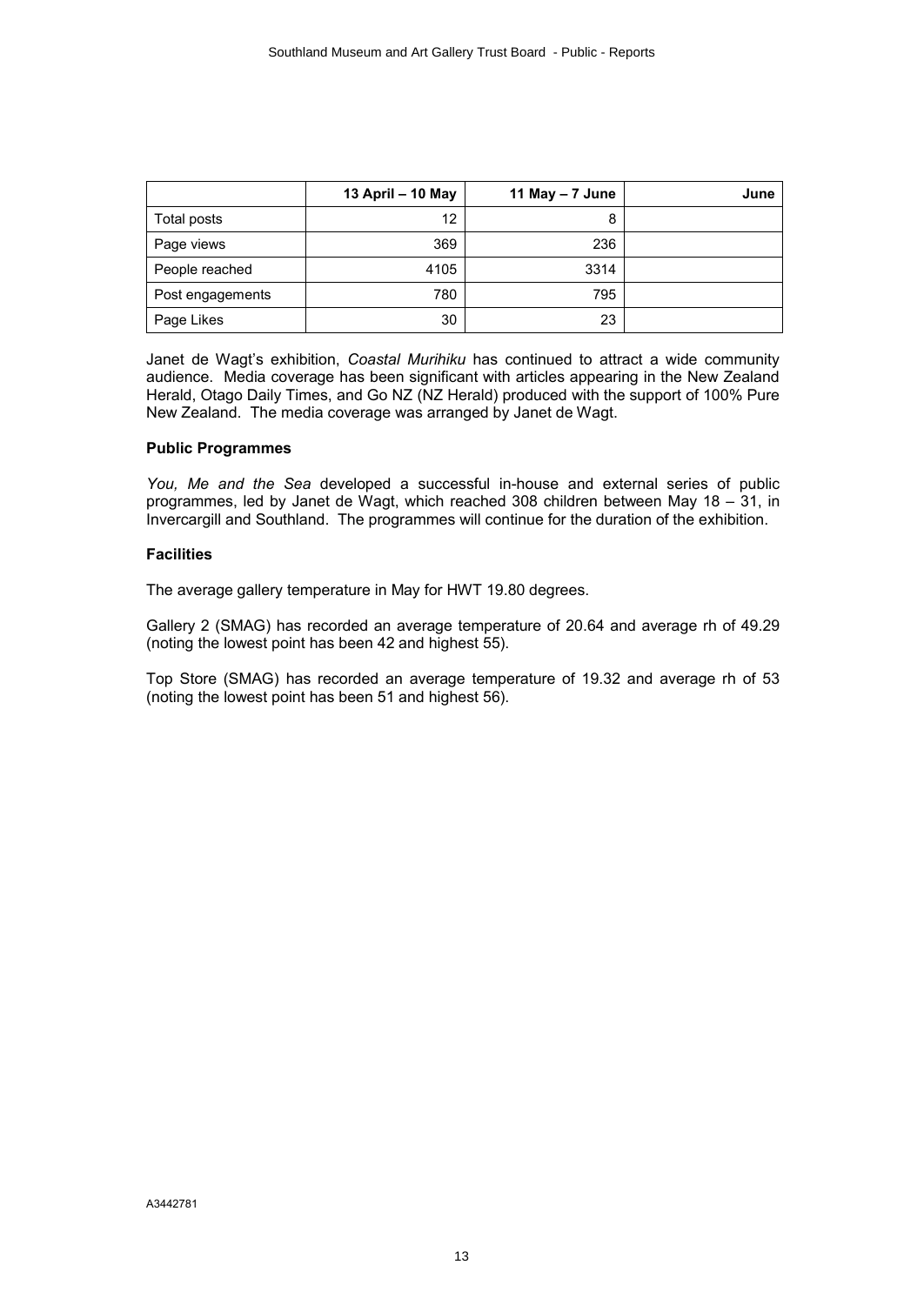| | 13 April – 10 May | 11 May – 7 June | June |
|---|---|---|---|
| Total posts | 12 | 8 | |
| Page views | 369 | 236 | |
| People reached | 4105 | 3314 | |
| Post engagements | 780 | 795 | |
| Page Likes | 30 | 23 | |

Janet de Wagt's exhibition, *Coastal Murihiku* has continued to attract a wide community audience. Media coverage has been significant with articles appearing in the New Zealand Herald, Otago Daily Times, and Go NZ (NZ Herald) produced with the support of 100% Pure New Zealand. The media coverage was arranged by Janet de Wagt.

**Public Programmes**

*You, Me and the Sea* developed a successful in-house and external series of public programmes, led by Janet de Wagt, which reached 308 children between May 18 – 31, in Invercargill and Southland. The programmes will continue for the duration of the exhibition.

**Facilities**

The average gallery temperature in May for HWT 19.80 degrees.

Gallery 2 (SMAG) has recorded an average temperature of 20.64 and average rh of 49.29 (noting the lowest point has been 42 and highest 55).

Top Store (SMAG) has recorded an average temperature of 19.32 and average rh of 53 (noting the lowest point has been 51 and highest 56).

A3442781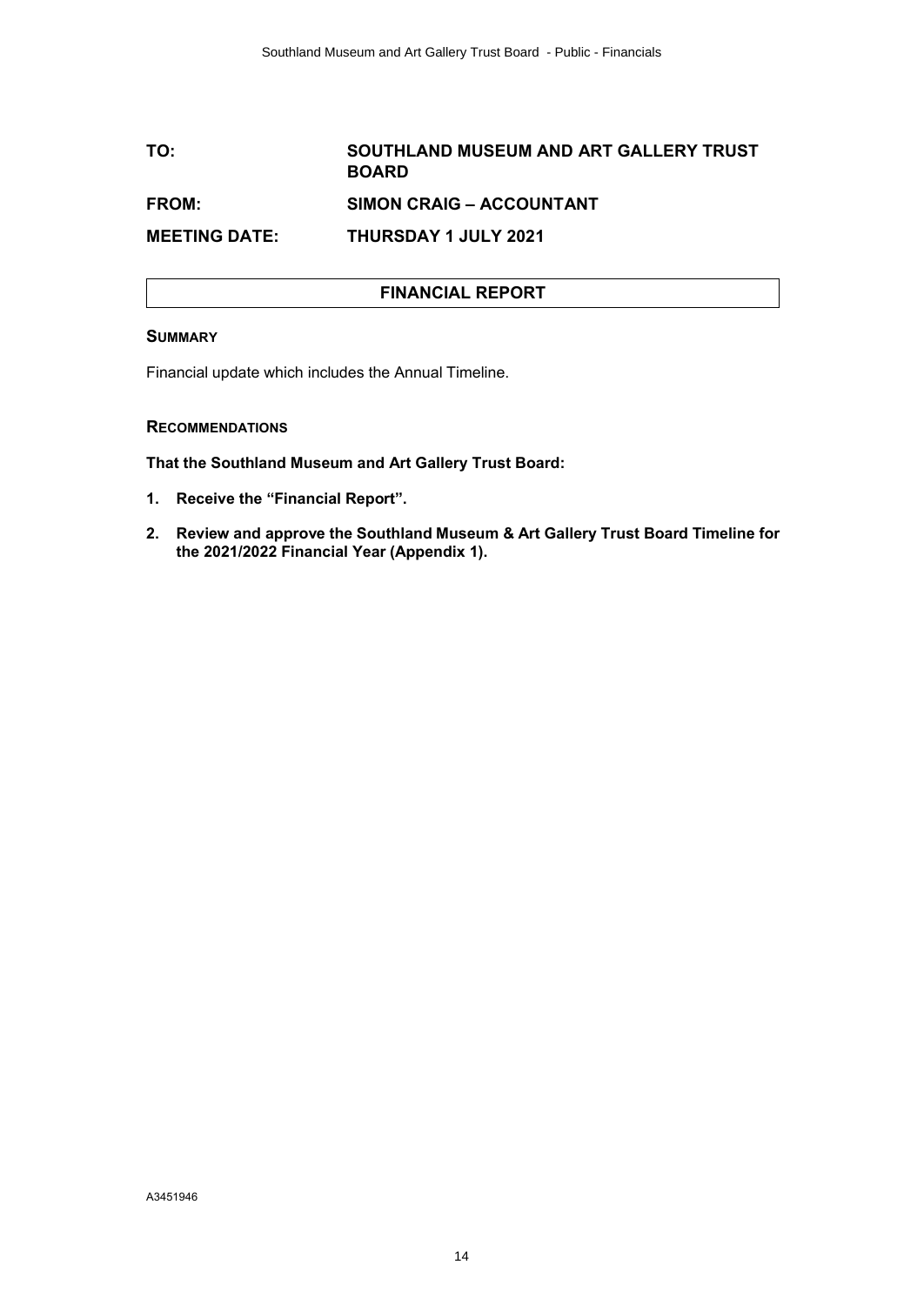| | |
|---|---|
| **TO:** | **SOUTHLAND MUSEUM AND ART GALLERY TRUST BOARD** |
| **FROM:** | **SIMON CRAIG – ACCOUNTANT** |
| **MEETING DATE:** | **THURSDAY 1 JULY 2021** |

## FINANCIAL REPORT

### SUMMARY

Financial update which includes the Annual Timeline.

### RECOMMENDATIONS

**That the Southland Museum and Art Gallery Trust Board:**

1. **Receive the "Financial Report".**
2. **Review and approve the Southland Museum & Art Gallery Trust Board Timeline for the 2021/2022 Financial Year (Appendix 1).**

A3451946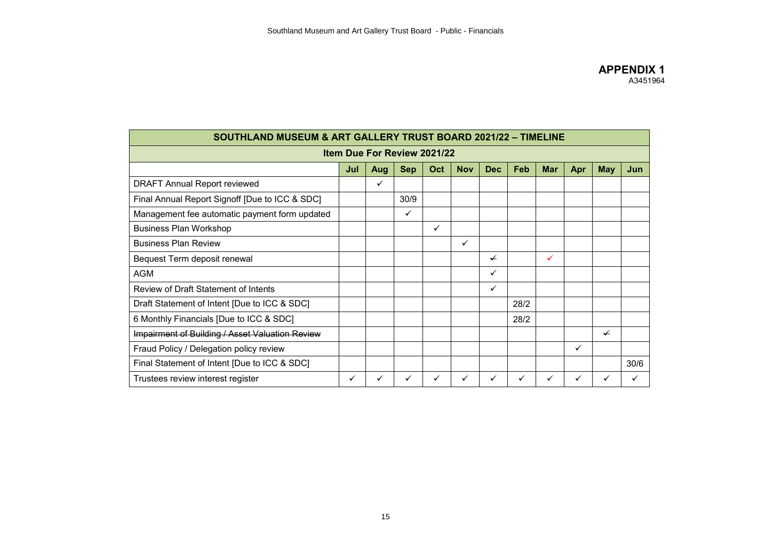## APPENDIX 1

A3451964

| SOUTHLAND MUSEUM & ART GALLERY TRUST BOARD 2021/22 – TIMELINE | | | | | | | | | | | |
|---|---|---|---|---|---|---|---|---|---|---|---|
| Item Due For Review 2021/22 | | | | | | | | | | | |
| | Jul | Aug | Sep | Oct | Nov | Dec | Feb | Mar | Apr | May | Jun |
| DRAFT Annual Report reviewed | | ✓ | | | | | | | | | |
| Final Annual Report Signoff [Due to ICC & SDC] | | | 30/9 | | | | | | | | |
| Management fee automatic payment form updated | | | ✓ | | | | | | | | |
| Business Plan Workshop | | | | ✓ | | | | | | | |
| Business Plan Review | | | | | ✓ | | | | | | |
| Bequest Term deposit renewal | | | | | | ~~✓~~ | | ✓ | | | |
| AGM | | | | | | ✓ | | | | | |
| Review of Draft Statement of Intents | | | | | | ✓ | | | | | |
| Draft Statement of Intent [Due to ICC & SDC] | | | | | | | 28/2 | | | | |
| 6 Monthly Financials [Due to ICC & SDC] | | | | | | | 28/2 | | | | |
| ~~Impairment of Building / Asset Valuation Review~~ | | | | | | | | | | ~~✓~~ | |
| Fraud Policy / Delegation policy review | | | | | | | | | ✓ | | |
| Final Statement of Intent [Due to ICC & SDC] | | | | | | | | | | | 30/6 |
| Trustees review interest register | ✓ | ✓ | ✓ | ✓ | ✓ | ✓ | ✓ | ✓ | ✓ | ✓ | ✓ |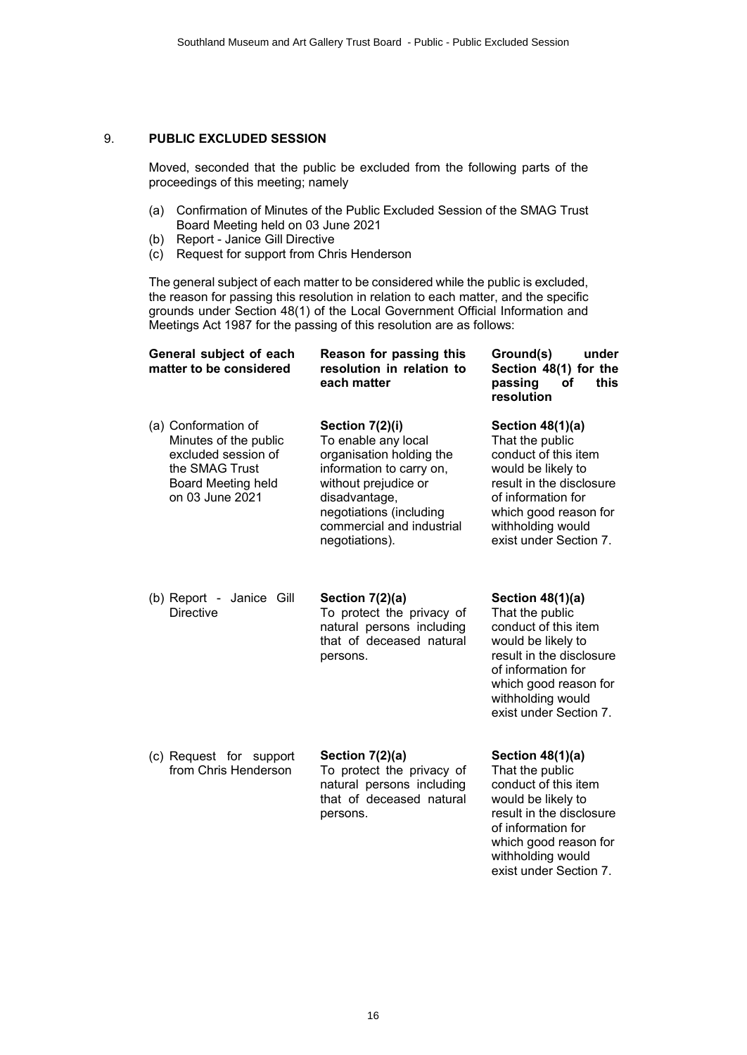## 9. PUBLIC EXCLUDED SESSION

Moved, seconded that the public be excluded from the following parts of the proceedings of this meeting; namely

(a) Confirmation of Minutes of the Public Excluded Session of the SMAG Trust Board Meeting held on 03 June 2021
(b) Report - Janice Gill Directive
(c) Request for support from Chris Henderson

The general subject of each matter to be considered while the public is excluded, the reason for passing this resolution in relation to each matter, and the specific grounds under Section 48(1) of the Local Government Official Information and Meetings Act 1987 for the passing of this resolution are as follows:

| General subject of each matter to be considered | Reason for passing this resolution in relation to each matter | Ground(s) under Section 48(1) for the passing of this resolution |
|---|---|---|
| (a) Conformation of Minutes of the public excluded session of the SMAG Trust Board Meeting held on 03 June 2021 | **Section 7(2)(i)** To enable any local organisation holding the information to carry on, without prejudice or disadvantage, negotiations (including commercial and industrial negotiations). | **Section 48(1)(a)** That the public conduct of this item would be likely to result in the disclosure of information for which good reason for withholding would exist under Section 7. |
| (b) Report - Janice Gill Directive | **Section 7(2)(a)** To protect the privacy of natural persons including that of deceased natural persons. | **Section 48(1)(a)** That the public conduct of this item would be likely to result in the disclosure of information for which good reason for withholding would exist under Section 7. |
| (c) Request for support from Chris Henderson | **Section 7(2)(a)** To protect the privacy of natural persons including that of deceased natural persons. | **Section 48(1)(a)** That the public conduct of this item would be likely to result in the disclosure of information for which good reason for withholding would exist under Section 7. |